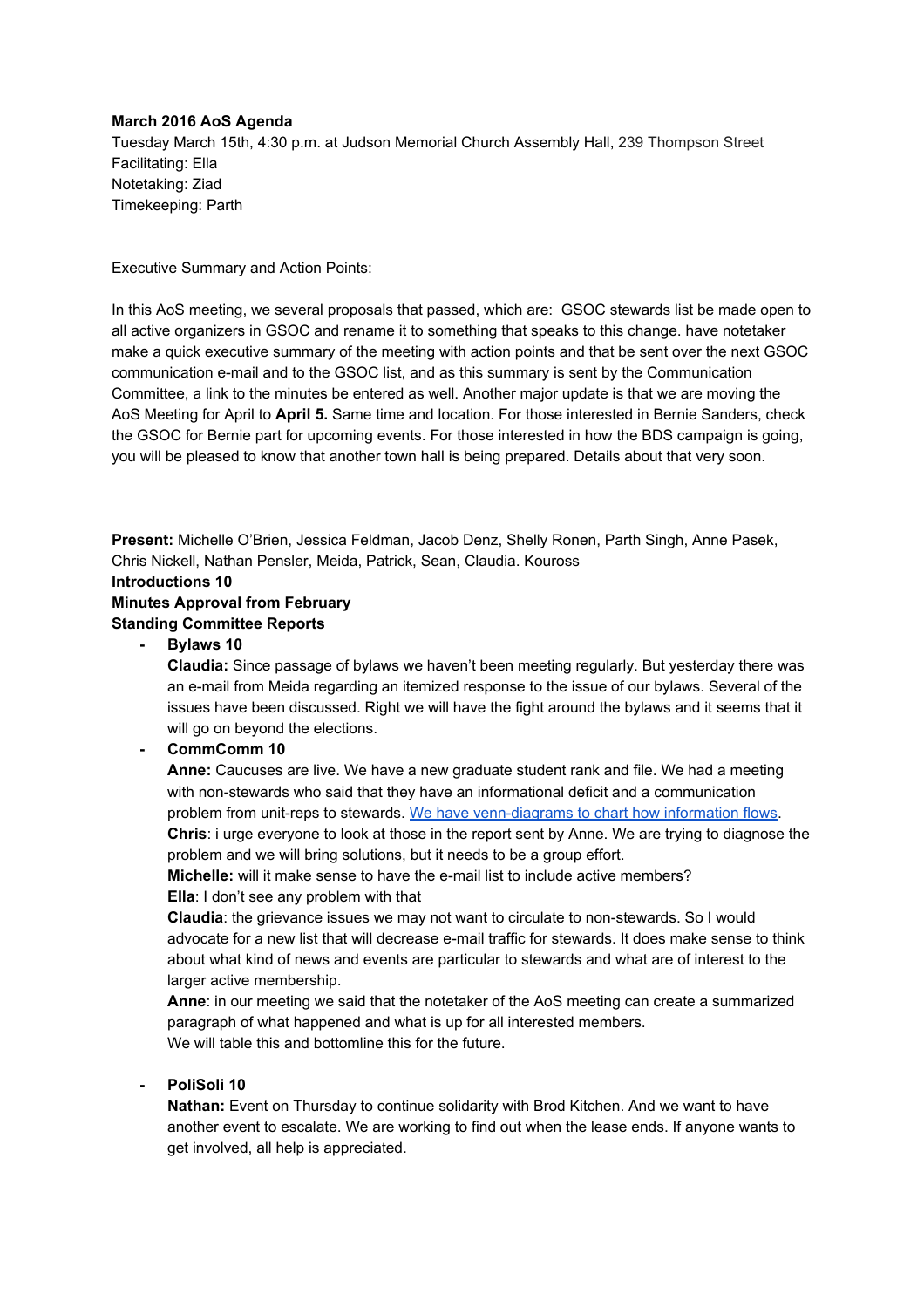**March 2016 AoS Agenda**
Tuesday March 15th, 4:30 p.m. at Judson Memorial Church Assembly Hall, 239 Thompson Street
Facilitating: Ella
Notetaking: Ziad
Timekeeping: Parth

Executive Summary and Action Points:

In this AoS meeting, we several proposals that passed, which are: GSOC stewards list be made open to all active organizers in GSOC and rename it to something that speaks to this change. have notetaker make a quick executive summary of the meeting with action points and that be sent over the next GSOC communication e-mail and to the GSOC list, and as this summary is sent by the Communication Committee, a link to the minutes be entered as well. Another major update is that we are moving the AoS Meeting for April to **April 5.** Same time and location. For those interested in Bernie Sanders, check the GSOC for Bernie part for upcoming events. For those interested in how the BDS campaign is going, you will be pleased to know that another town hall is being prepared. Details about that very soon.

**Present:** Michelle O'Brien, Jessica Feldman, Jacob Denz, Shelly Ronen, Parth Singh, Anne Pasek, Chris Nickell, Nathan Pensler, Meida, Patrick, Sean, Claudia. Kouross

**Introductions 10**

**Minutes Approval from February**

**Standing Committee Reports**

- **Bylaws 10**
  **Claudia:** Since passage of bylaws we haven't been meeting regularly. But yesterday there was an e-mail from Meida regarding an itemized response to the issue of our bylaws. Several of the issues have been discussed. Right we will have the fight around the bylaws and it seems that it will go on beyond the elections.

- **CommComm 10**
  **Anne:** Caucuses are live. We have a new graduate student rank and file. We had a meeting with non-stewards who said that they have an informational deficit and a communication problem from unit-reps to stewards. We have venn-diagrams to chart how information flows.
  **Chris**: i urge everyone to look at those in the report sent by Anne. We are trying to diagnose the problem and we will bring solutions, but it needs to be a group effort.
  **Michelle:** will it make sense to have the e-mail list to include active members?
  **Ella**: I don't see any problem with that
  **Claudia**: the grievance issues we may not want to circulate to non-stewards. So I would advocate for a new list that will decrease e-mail traffic for stewards. It does make sense to think about what kind of news and events are particular to stewards and what are of interest to the larger active membership.
  **Anne**: in our meeting we said that the notetaker of the AoS meeting can create a summarized paragraph of what happened and what is up for all interested members.
  We will table this and bottomline this for the future.

- **PoliSoli 10**
  **Nathan:** Event on Thursday to continue solidarity with Brod Kitchen. And we want to have another event to escalate. We are working to find out when the lease ends. If anyone wants to get involved, all help is appreciated.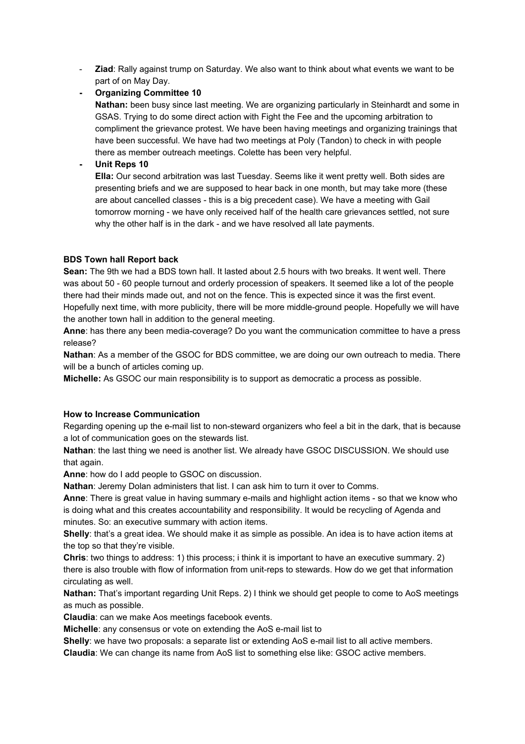- **Ziad**: Rally against trump on Saturday. We also want to think about what events we want to be part of on May Day.
- **Organizing Committee 10**

  **Nathan:** been busy since last meeting. We are organizing particularly in Steinhardt and some in GSAS. Trying to do some direct action with Fight the Fee and the upcoming arbitration to compliment the grievance protest. We have been having meetings and organizing trainings that have been successful. We have had two meetings at Poly (Tandon) to check in with people there as member outreach meetings. Colette has been very helpful.
- **Unit Reps 10**

  **Ella:** Our second arbitration was last Tuesday. Seems like it went pretty well. Both sides are presenting briefs and we are supposed to hear back in one month, but may take more (these are about cancelled classes - this is a big precedent case). We have a meeting with Gail tomorrow morning - we have only received half of the health care grievances settled, not sure why the other half is in the dark - and we have resolved all late payments.

**BDS Town hall Report back**

**Sean:** The 9th we had a BDS town hall. It lasted about 2.5 hours with two breaks. It went well. There was about 50 - 60 people turnout and orderly procession of speakers. It seemed like a lot of the people there had their minds made out, and not on the fence. This is expected since it was the first event. Hopefully next time, with more publicity, there will be more middle-ground people. Hopefully we will have the another town hall in addition to the general meeting.

**Anne**: has there any been media-coverage? Do you want the communication committee to have a press release?

**Nathan**: As a member of the GSOC for BDS committee, we are doing our own outreach to media. There will be a bunch of articles coming up.

**Michelle:** As GSOC our main responsibility is to support as democratic a process as possible.

**How to Increase Communication**

Regarding opening up the e-mail list to non-steward organizers who feel a bit in the dark, that is because a lot of communication goes on the stewards list.

**Nathan**: the last thing we need is another list. We already have GSOC DISCUSSION. We should use that again.

**Anne**: how do I add people to GSOC on discussion.

**Nathan**: Jeremy Dolan administers that list. I can ask him to turn it over to Comms.

**Anne**: There is great value in having summary e-mails and highlight action items - so that we know who is doing what and this creates accountability and responsibility. It would be recycling of Agenda and minutes. So: an executive summary with action items.

**Shelly**: that's a great idea. We should make it as simple as possible. An idea is to have action items at the top so that they're visible.

**Chris**: two things to address: 1) this process; i think it is important to have an executive summary. 2) there is also trouble with flow of information from unit-reps to stewards. How do we get that information circulating as well.

**Nathan:** That's important regarding Unit Reps. 2) I think we should get people to come to AoS meetings as much as possible.

**Claudia**: can we make Aos meetings facebook events.

**Michelle**: any consensus or vote on extending the AoS e-mail list to

**Shelly**: we have two proposals: a separate list or extending AoS e-mail list to all active members.

**Claudia**: We can change its name from AoS list to something else like: GSOC active members.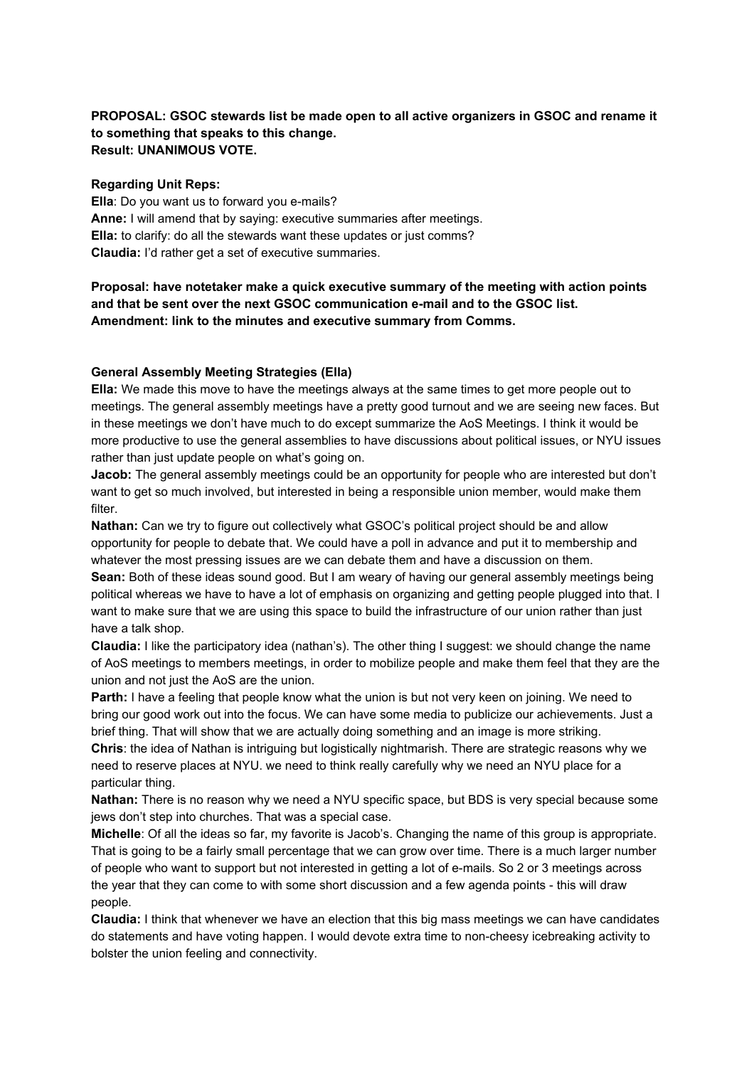**PROPOSAL: GSOC stewards list be made open to all active organizers in GSOC and rename it to something that speaks to this change.**
**Result: UNANIMOUS VOTE.**

**Regarding Unit Reps:**
**Ella**: Do you want us to forward you e-mails?
**Anne:** I will amend that by saying: executive summaries after meetings.
**Ella:** to clarify: do all the stewards want these updates or just comms?
**Claudia:** I'd rather get a set of executive summaries.

**Proposal: have notetaker make a quick executive summary of the meeting with action points and that be sent over the next GSOC communication e-mail and to the GSOC list.**
**Amendment: link to the minutes and executive summary from Comms.**

**General Assembly Meeting Strategies (Ella)**
**Ella:** We made this move to have the meetings always at the same times to get more people out to meetings. The general assembly meetings have a pretty good turnout and we are seeing new faces. But in these meetings we don't have much to do except summarize the AoS Meetings. I think it would be more productive to use the general assemblies to have discussions about political issues, or NYU issues rather than just update people on what's going on.
**Jacob:** The general assembly meetings could be an opportunity for people who are interested but don't want to get so much involved, but interested in being a responsible union member, would make them filter.
**Nathan:** Can we try to figure out collectively what GSOC's political project should be and allow opportunity for people to debate that. We could have a poll in advance and put it to membership and whatever the most pressing issues are we can debate them and have a discussion on them.
**Sean:** Both of these ideas sound good. But I am weary of having our general assembly meetings being political whereas we have to have a lot of emphasis on organizing and getting people plugged into that. I want to make sure that we are using this space to build the infrastructure of our union rather than just have a talk shop.
**Claudia:** I like the participatory idea (nathan's). The other thing I suggest: we should change the name of AoS meetings to members meetings, in order to mobilize people and make them feel that they are the union and not just the AoS are the union.
**Parth:** I have a feeling that people know what the union is but not very keen on joining. We need to bring our good work out into the focus. We can have some media to publicize our achievements. Just a brief thing. That will show that we are actually doing something and an image is more striking.
**Chris**: the idea of Nathan is intriguing but logistically nightmarish. There are strategic reasons why we need to reserve places at NYU. we need to think really carefully why we need an NYU place for a particular thing.
**Nathan:** There is no reason why we need a NYU specific space, but BDS is very special because some jews don't step into churches. That was a special case.
**Michelle**: Of all the ideas so far, my favorite is Jacob's. Changing the name of this group is appropriate. That is going to be a fairly small percentage that we can grow over time. There is a much larger number of people who want to support but not interested in getting a lot of e-mails. So 2 or 3 meetings across the year that they can come to with some short discussion and a few agenda points - this will draw people.
**Claudia:** I think that whenever we have an election that this big mass meetings we can have candidates do statements and have voting happen. I would devote extra time to non-cheesy icebreaking activity to bolster the union feeling and connectivity.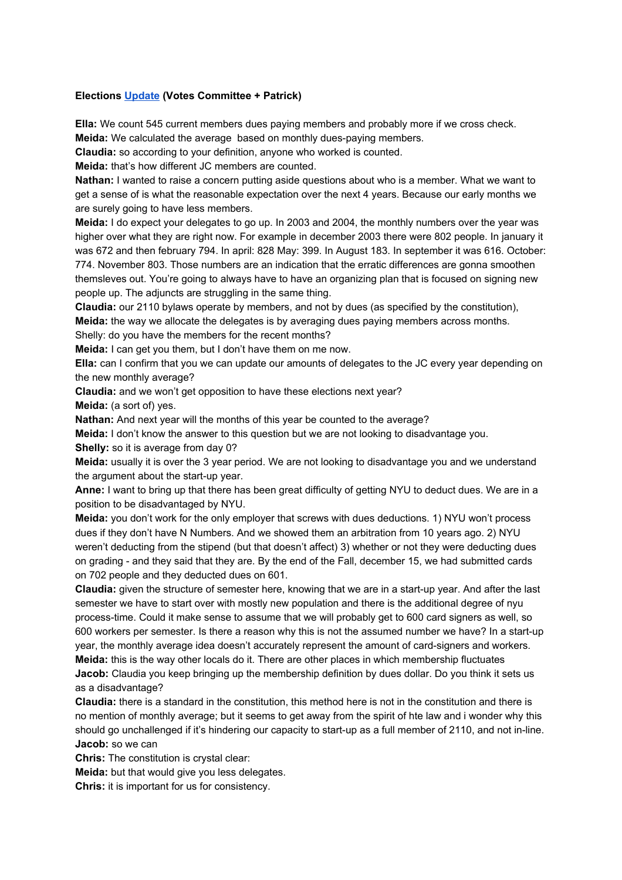**Elections [Update](#) (Votes Committee + Patrick)**

**Ella:** We count 545 current members dues paying members and probably more if we cross check.
**Meida:** We calculated the average  based on monthly dues-paying members.
**Claudia:** so according to your definition, anyone who worked is counted.
**Meida:** that's how different JC members are counted.
**Nathan:** I wanted to raise a concern putting aside questions about who is a member. What we want to get a sense of is what the reasonable expectation over the next 4 years. Because our early months we are surely going to have less members.
**Meida:** I do expect your delegates to go up. In 2003 and 2004, the monthly numbers over the year was higher over what they are right now. For example in december 2003 there were 802 people. In january it was 672 and then february 794. In april: 828 May: 399. In August 183. In september it was 616. October: 774. November 803. Those numbers are an indication that the erratic differences are gonna smoothen themsleves out. You're going to always have to have an organizing plan that is focused on signing new people up. The adjuncts are struggling in the same thing.
**Claudia:** our 2110 bylaws operate by members, and not by dues (as specified by the constitution),
**Meida:** the way we allocate the delegates is by averaging dues paying members across months.
Shelly: do you have the members for the recent months?
**Meida:** I can get you them, but I don't have them on me now.
**Ella:** can I confirm that you we can update our amounts of delegates to the JC every year depending on the new monthly average?
**Claudia:** and we won't get opposition to have these elections next year?
**Meida:** (a sort of) yes.
**Nathan:** And next year will the months of this year be counted to the average?
**Meida:** I don't know the answer to this question but we are not looking to disadvantage you.
**Shelly:** so it is average from day 0?
**Meida:** usually it is over the 3 year period. We are not looking to disadvantage you and we understand the argument about the start-up year.
**Anne:** I want to bring up that there has been great difficulty of getting NYU to deduct dues. We are in a position to be disadvantaged by NYU.
**Meida:** you don't work for the only employer that screws with dues deductions. 1) NYU won't process dues if they don't have N Numbers. And we showed them an arbitration from 10 years ago. 2) NYU weren't deducting from the stipend (but that doesn't affect) 3) whether or not they were deducting dues on grading - and they said that they are. By the end of the Fall, december 15, we had submitted cards on 702 people and they deducted dues on 601.
**Claudia:** given the structure of semester here, knowing that we are in a start-up year. And after the last semester we have to start over with mostly new population and there is the additional degree of nyu process-time. Could it make sense to assume that we will probably get to 600 card signers as well, so 600 workers per semester. Is there a reason why this is not the assumed number we have? In a start-up year, the monthly average idea doesn't accurately represent the amount of card-signers and workers.
**Meida:** this is the way other locals do it. There are other places in which membership fluctuates
**Jacob:** Claudia you keep bringing up the membership definition by dues dollar. Do you think it sets us as a disadvantage?
**Claudia:** there is a standard in the constitution, this method here is not in the constitution and there is no mention of monthly average; but it seems to get away from the spirit of hte law and i wonder why this should go unchallenged if it's hindering our capacity to start-up as a full member of 2110, and not in-line.
**Jacob:** so we can
**Chris:** The constitution is crystal clear:
**Meida:** but that would give you less delegates.
**Chris:** it is important for us for consistency.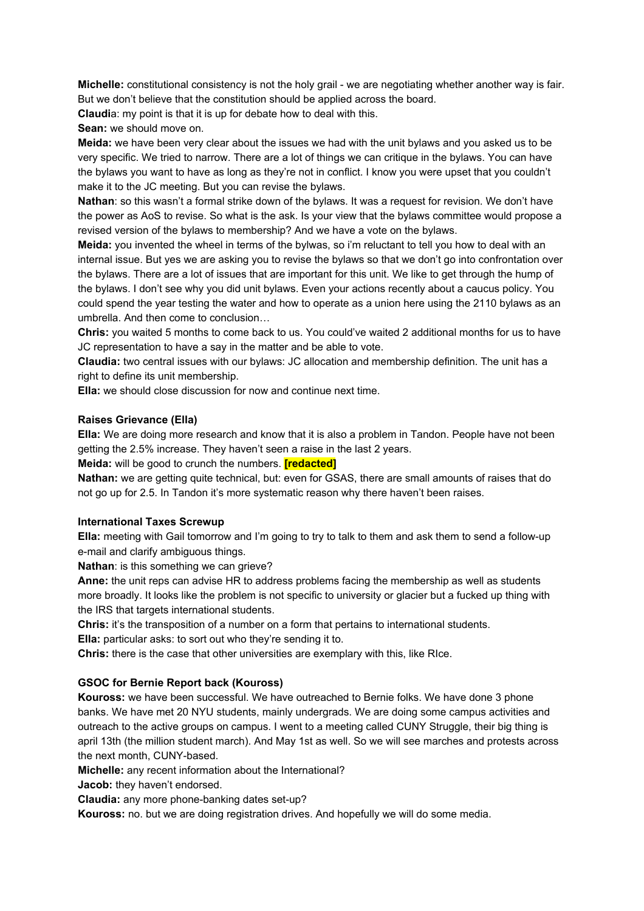**Michelle:** constitutional consistency is not the holy grail - we are negotiating whether another way is fair. But we don't believe that the constitution should be applied across the board.

**Claudi**a: my point is that it is up for debate how to deal with this.

**Sean:** we should move on.

**Meida:** we have been very clear about the issues we had with the unit bylaws and you asked us to be very specific. We tried to narrow. There are a lot of things we can critique in the bylaws. You can have the bylaws you want to have as long as they're not in conflict. I know you were upset that you couldn't make it to the JC meeting. But you can revise the bylaws.

**Nathan**: so this wasn't a formal strike down of the bylaws. It was a request for revision. We don't have the power as AoS to revise. So what is the ask. Is your view that the bylaws committee would propose a revised version of the bylaws to membership? And we have a vote on the bylaws.

**Meida:** you invented the wheel in terms of the bylwas, so i'm reluctant to tell you how to deal with an internal issue. But yes we are asking you to revise the bylaws so that we don't go into confrontation over the bylaws. There are a lot of issues that are important for this unit. We like to get through the hump of the bylaws. I don't see why you did unit bylaws. Even your actions recently about a caucus policy. You could spend the year testing the water and how to operate as a union here using the 2110 bylaws as an umbrella. And then come to conclusion…

**Chris:** you waited 5 months to come back to us. You could've waited 2 additional months for us to have JC representation to have a say in the matter and be able to vote.

**Claudia:** two central issues with our bylaws: JC allocation and membership definition. The unit has a right to define its unit membership.

**Ella:** we should close discussion for now and continue next time.

**Raises Grievance (Ella)**

**Ella:** We are doing more research and know that it is also a problem in Tandon. People have not been getting the 2.5% increase. They haven't seen a raise in the last 2 years.

**Meida:** will be good to crunch the numbers. **[redacted]**

**Nathan:** we are getting quite technical, but: even for GSAS, there are small amounts of raises that do not go up for 2.5. In Tandon it's more systematic reason why there haven't been raises.

**International Taxes Screwup**

**Ella:** meeting with Gail tomorrow and I'm going to try to talk to them and ask them to send a follow-up e-mail and clarify ambiguous things.

**Nathan**: is this something we can grieve?

**Anne:** the unit reps can advise HR to address problems facing the membership as well as students more broadly. It looks like the problem is not specific to university or glacier but a fucked up thing with the IRS that targets international students.

**Chris:** it's the transposition of a number on a form that pertains to international students.

**Ella:** particular asks: to sort out who they're sending it to.

**Chris:** there is the case that other universities are exemplary with this, like RIce.

**GSOC for Bernie Report back (Kouross)**

**Kouross:** we have been successful. We have outreached to Bernie folks. We have done 3 phone banks. We have met 20 NYU students, mainly undergrads. We are doing some campus activities and outreach to the active groups on campus. I went to a meeting called CUNY Struggle, their big thing is april 13th (the million student march). And May 1st as well. So we will see marches and protests across the next month, CUNY-based.

**Michelle:** any recent information about the International?

**Jacob:** they haven't endorsed.

**Claudia:** any more phone-banking dates set-up?

**Kouross:** no. but we are doing registration drives. And hopefully we will do some media.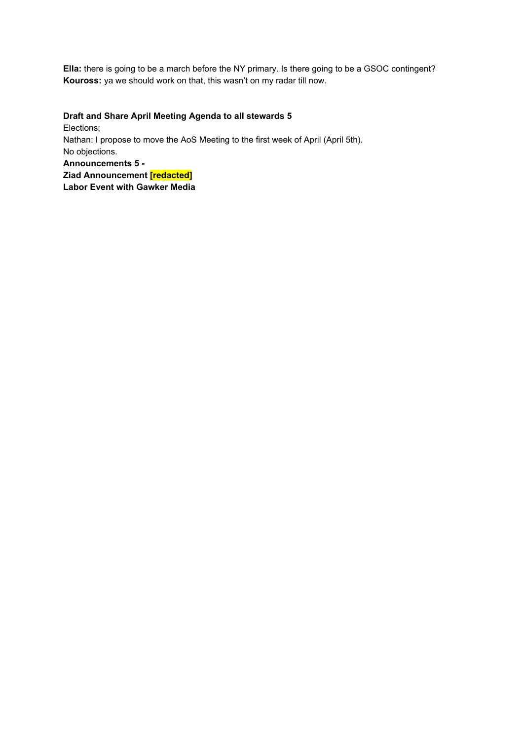**Ella:** there is going to be a march before the NY primary. Is there going to be a GSOC contingent?
**Kouross:** ya we should work on that, this wasn't on my radar till now.

**Draft and Share April Meeting Agenda to all stewards 5**
Elections;
Nathan: I propose to move the AoS Meeting to the first week of April (April 5th).
No objections.
**Announcements 5 -**
**Ziad Announcement [redacted]**
**Labor Event with Gawker Media**